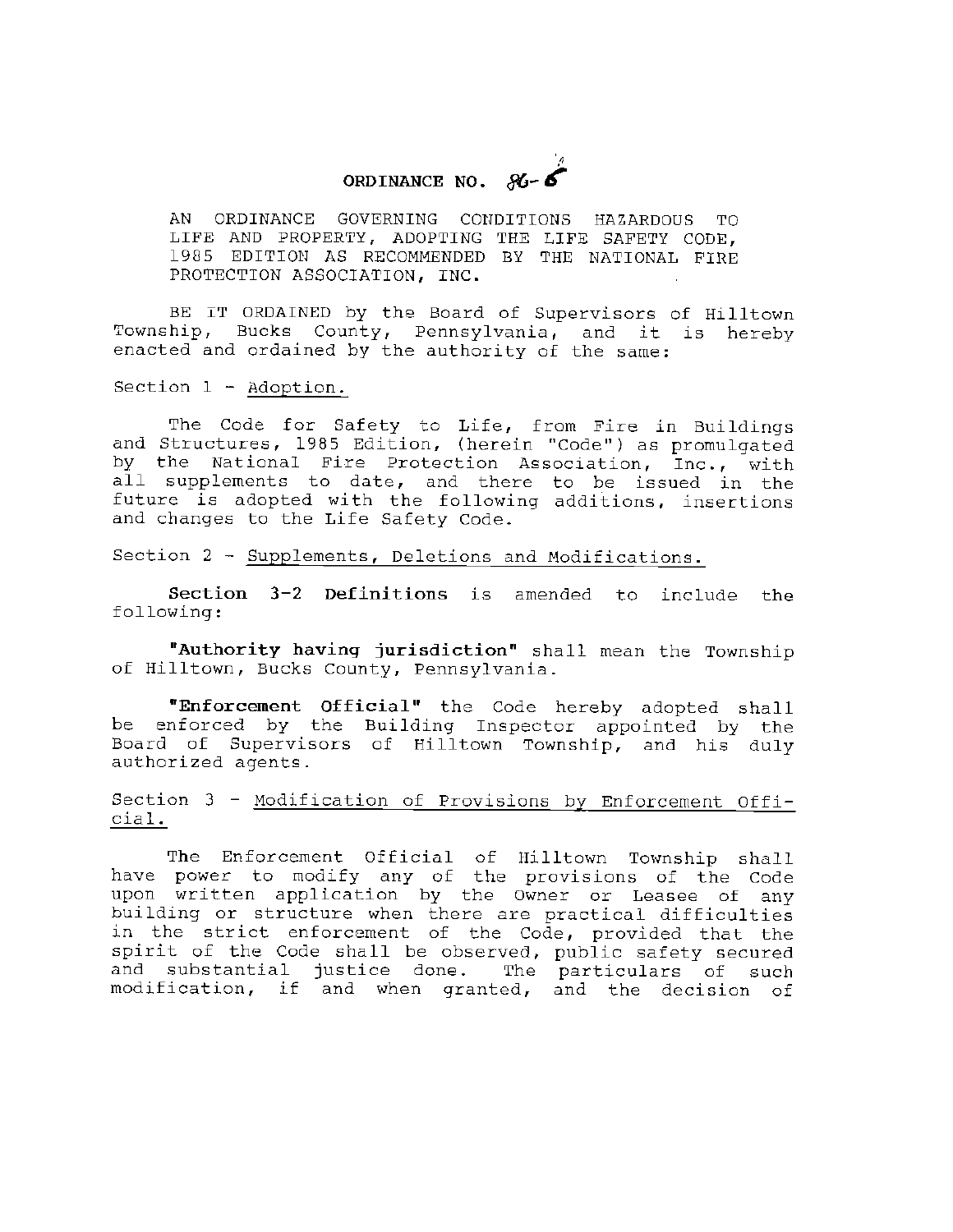# ORDINANCE NO. 86-6

AN ORDINANCE GOVERNING CONDITIONS HAZARDOUS TO LIFE AND PROPERTY, ADOPTING THE LIFE SAFETY CODE, 1985 EDITION AS RECOMMENDED BY THE NATIONAL FIRE PROTECTION ASSOCIATION, INC.

BE IT ORDAINED by the Board of Supervisors of Hilltown Township, Bucks County, Pennsylvania, and it is hereby enacted and ordained by the authority of the same:

Section 1 - Adoption.

The Code for Safety to Life, from Fire in Buildings and Structures, 1985 Edition, (herein "Code") as promulgated by the National Fire Protection Association, Inc., with all supplements to date, and there to be issued in the future is adopted with the following additions, insertions and changes to the Life Safety Code.

Section 2 - Supplements, Deletions and Modifications.

**Section 3-2 Definitions** is amended to include the following:

**"Authority having jurisdiction"** shall mean the Township of Hilltown, Bucks County, Pennsylvania.

**"Enforcement Official"** the Code hereby adopted shall be enforced by the Building Inspector appointed by the Board of Supervisors of Hilltown Township, and his duly authorized agents.

Section 3 - Modification of Provisions by Enforcement Official.

The Enforcement Official of Hilltown Township shall have power to modify any of the provisions of the Code upon written application by the Owner or Leasee of any building or structure when there are practical difficulties in the strict enforcement of the Code, provided that the spirit of the Code shall be observed, public safety secured and substantial justice done. The particulars of such modification, if and when granted, and the decision of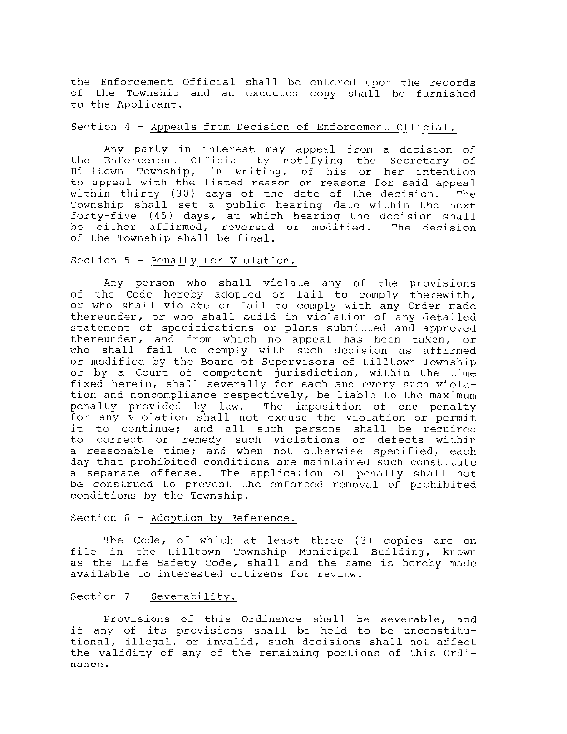the Enforcement Official shall be entered upon the records of the Township and an executed copy shall be furnished to the Applicant.

Section 4 - Appeals from Decision of Enforcement Official.

Any party in interest may appeal from a decision of the Enforcement Official by notifying the Secretary of Hilltown Township, in writing, of his or her intention to appeal with the listed reason or reasons for said appeal within thirty (30) days of the date of the decision. The Township shall set a public hearing date within the next forty-five (45) days, at which hearing the decision shall be either affirmed, reversed or modified. The decision of the Township shall be final.

Section 5 - Penalty for Violation.

Any person who shall violate any of the provisions of the Code hereby adopted or fail to comply therewith, or who shall violate or fail to comply with any Order made thereunder, or who shall build in violation of any detailed statement of specifications or plans submitted and approved thereunder, and from which no appeal has been taken, or who shall fail to comply with such decision as affirmed or modified by the Board of Supervisors of Hilltown Township or by a Court of competent jurisdiction, within the time fixed herein, shall severally for each and every such violation and noncompliance respectively, be liable to the maximum penalty provided by law. The imposition of one penalty for any violation shall not excuse the violation or permit it to continue; and all such persons shall be required to correct or remedy such violations or defects within a reasonable time; and when not otherwise specified, each day that prohibited conditions are maintained such constitute a separate offense. The application of penalty shall not be construed to prevent the enforced removal of prohibited conditions by the Township.

Section 6 - Adoption by Reference.

The Code, of which at least three (3) copies are on file in the Hilltown Township Municipal Building, known as the Life Safety Code, shall and the same is hereby made available to interested citizens for review.

Section 7 - Severability.

Provisions of this Ordinance shall be severable, and if any of its provisions shall be held to be unconstitutional, illegal, or invalid, such decisions shall not affect the validity of any of the remaining portions of this Ordinance.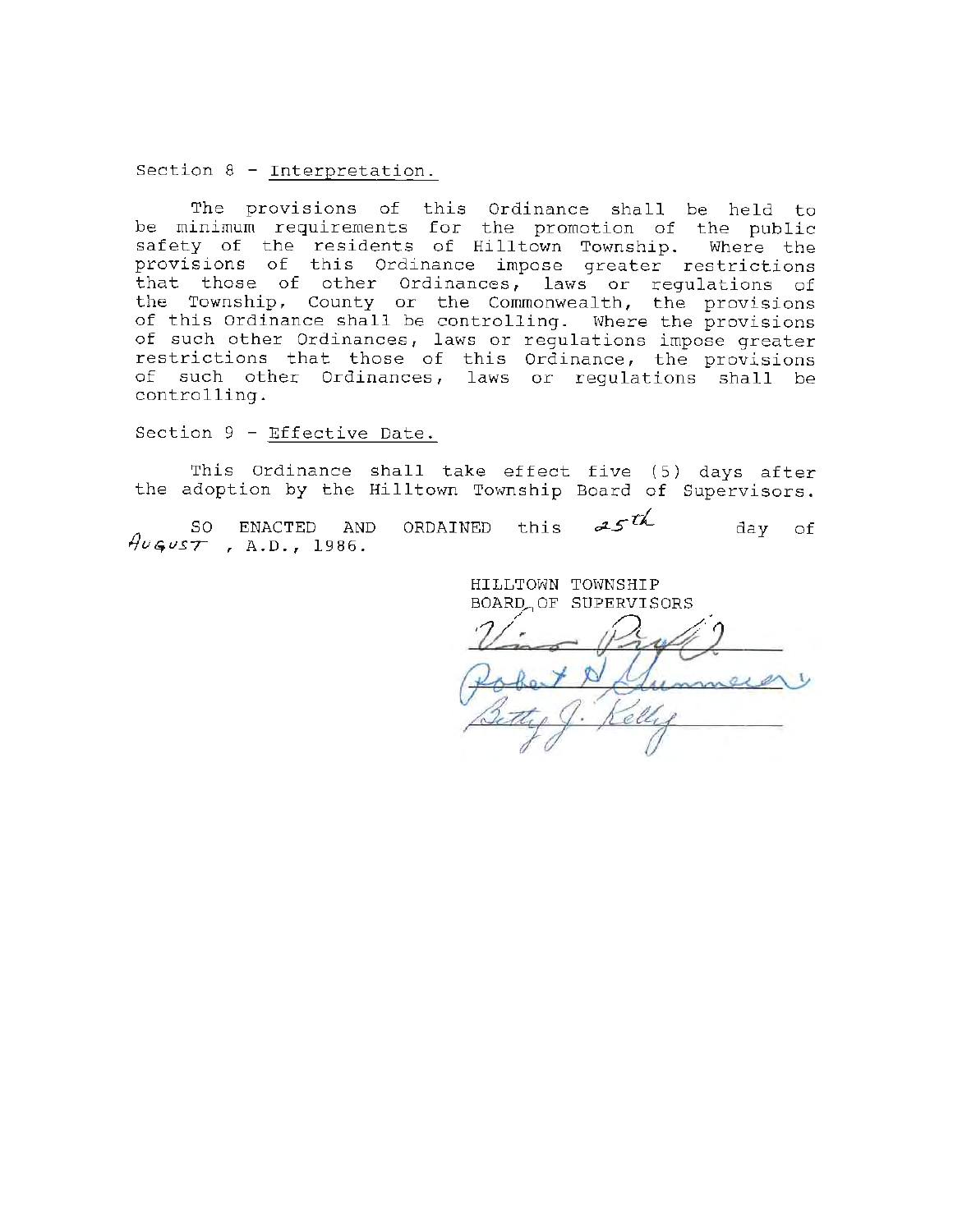Section 8 - Interpretation.

The provisions of this Ordinance shall be held to be minimum requirements for the promotion of the public safety of the residents of Hilltown Township. Where the provisions of this Ordinance impose greater restrictions that those of other Ordinances, laws or regulations of the Township, County or the Commonwealth, the provisions of this Ordinance shall be controlling. Where the provisions of such other Ordinances, laws or regulations impose greater restrictions that those of this Ordinance, the provisions of such other Ordinances, laws or regulations shall be controlling.

Section 9 - Effective Date.

This Ordinance shall take effect five (5) days after the adoption by the Hilltown Township Board of Supervisors.

SO ENACTED AND ORDAINED this 25th day of August, A.D., 1986.

HILLTOWN TOWNSHIP
BOARD OF SUPERVISORS

Vince Pirfo
Robert D. Summers
Betty J. Kelly